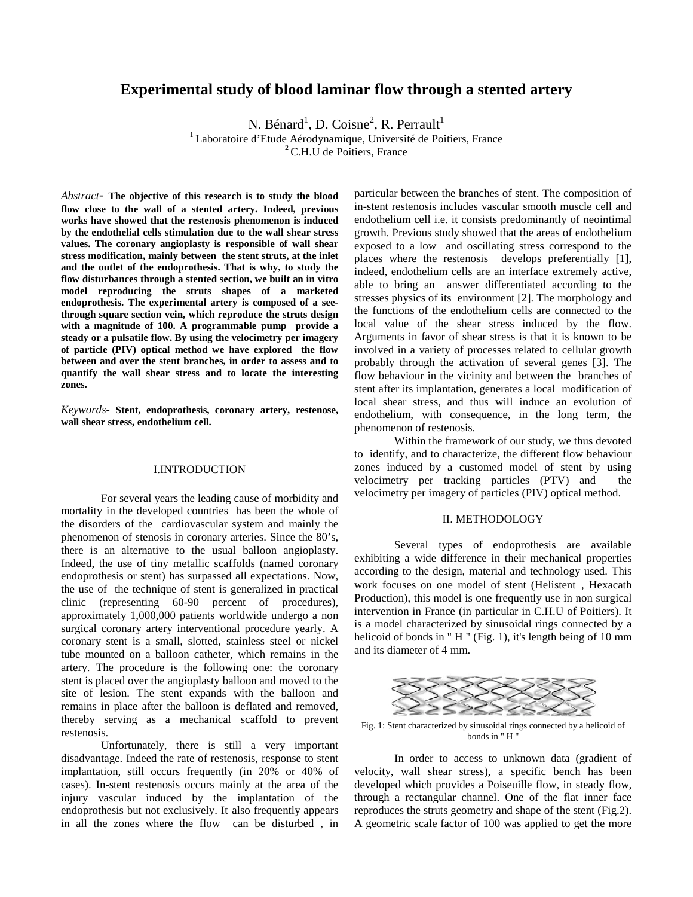# Experimental study of blood laminar flow through a stented artery

N. Bénard[1], D. Coisne[2], R. Perrault[1]

[1] Laboratoire d'Etude Aérodynamique, Université de Poitiers, France

[2] C.H.U de Poitiers, France

*Abstract*- **The objective of this research is to study the blood flow close to the wall of a stented artery. Indeed, previous works have showed that the restenosis phenomenon is induced by the endothelial cells stimulation due to the wall shear stress values. The coronary angioplasty is responsible of wall shear stress modification, mainly between the stent struts, at the inlet and the outlet of the endoprothesis. That is why, to study the flow disturbances through a stented section, we built an in vitro model reproducing the struts shapes of a marketed endoprothesis. The experimental artery is composed of a see-through square section vein, which reproduce the struts design with a magnitude of 100. A programmable pump provide a steady or a pulsatile flow. By using the velocimetry per imagery of particle (PIV) optical method we have explored the flow between and over the stent branches, in order to assess and to quantify the wall shear stress and to locate the interesting zones.**

*Keywords*- **Stent, endoprothesis, coronary artery, restenose, wall shear stress, endothelium cell.**

## I.INTRODUCTION

For several years the leading cause of morbidity and mortality in the developed countries has been the whole of the disorders of the cardiovascular system and mainly the phenomenon of stenosis in coronary arteries. Since the 80's, there is an alternative to the usual balloon angioplasty. Indeed, the use of tiny metallic scaffolds (named coronary endoprothesis or stent) has surpassed all expectations. Now, the use of the technique of stent is generalized in practical clinic (representing 60-90 percent of procedures), approximately 1,000,000 patients worldwide undergo a non surgical coronary artery interventional procedure yearly. A coronary stent is a small, slotted, stainless steel or nickel tube mounted on a balloon catheter, which remains in the artery. The procedure is the following one: the coronary stent is placed over the angioplasty balloon and moved to the site of lesion. The stent expands with the balloon and remains in place after the balloon is deflated and removed, thereby serving as a mechanical scaffold to prevent restenosis.

Unfortunately, there is still a very important disadvantage. Indeed the rate of restenosis, response to stent implantation, still occurs frequently (in 20% or 40% of cases). In-stent restenosis occurs mainly at the area of the injury vascular induced by the implantation of the endoprothesis but not exclusively. It also frequently appears in all the zones where the flow can be disturbed , in particular between the branches of stent. The composition of in-stent restenosis includes vascular smooth muscle cell and endothelium cell i.e. it consists predominantly of neointimal growth. Previous study showed that the areas of endothelium exposed to a low and oscillating stress correspond to the places where the restenosis develops preferentially [1], indeed, endothelium cells are an interface extremely active, able to bring an answer differentiated according to the stresses physics of its environment [2]. The morphology and the functions of the endothelium cells are connected to the local value of the shear stress induced by the flow. Arguments in favor of shear stress is that it is known to be involved in a variety of processes related to cellular growth probably through the activation of several genes [3]. The flow behaviour in the vicinity and between the branches of stent after its implantation, generates a local modification of local shear stress, and thus will induce an evolution of endothelium, with consequence, in the long term, the phenomenon of restenosis.

Within the framework of our study, we thus devoted to identify, and to characterize, the different flow behaviour zones induced by a customed model of stent by using velocimetry per tracking particles (PTV) and the velocimetry per imagery of particles (PIV) optical method.

## II. METHODOLOGY

Several types of endoprothesis are available exhibiting a wide difference in their mechanical properties according to the design, material and technology used. This work focuses on one model of stent (Helistent , Hexacath Production), this model is one frequently use in non surgical intervention in France (in particular in C.H.U of Poitiers). It is a model characterized by sinusoidal rings connected by a helicoid of bonds in " H " (Fig. 1), it's length being of 10 mm and its diameter of 4 mm.

Fig. 1: Stent characterized by sinusoidal rings connected by a helicoid of bonds in " H "

In order to access to unknown data (gradient of velocity, wall shear stress), a specific bench has been developed which provides a Poiseuille flow, in steady flow, through a rectangular channel. One of the flat inner face reproduces the struts geometry and shape of the stent (Fig.2). A geometric scale factor of 100 was applied to get the more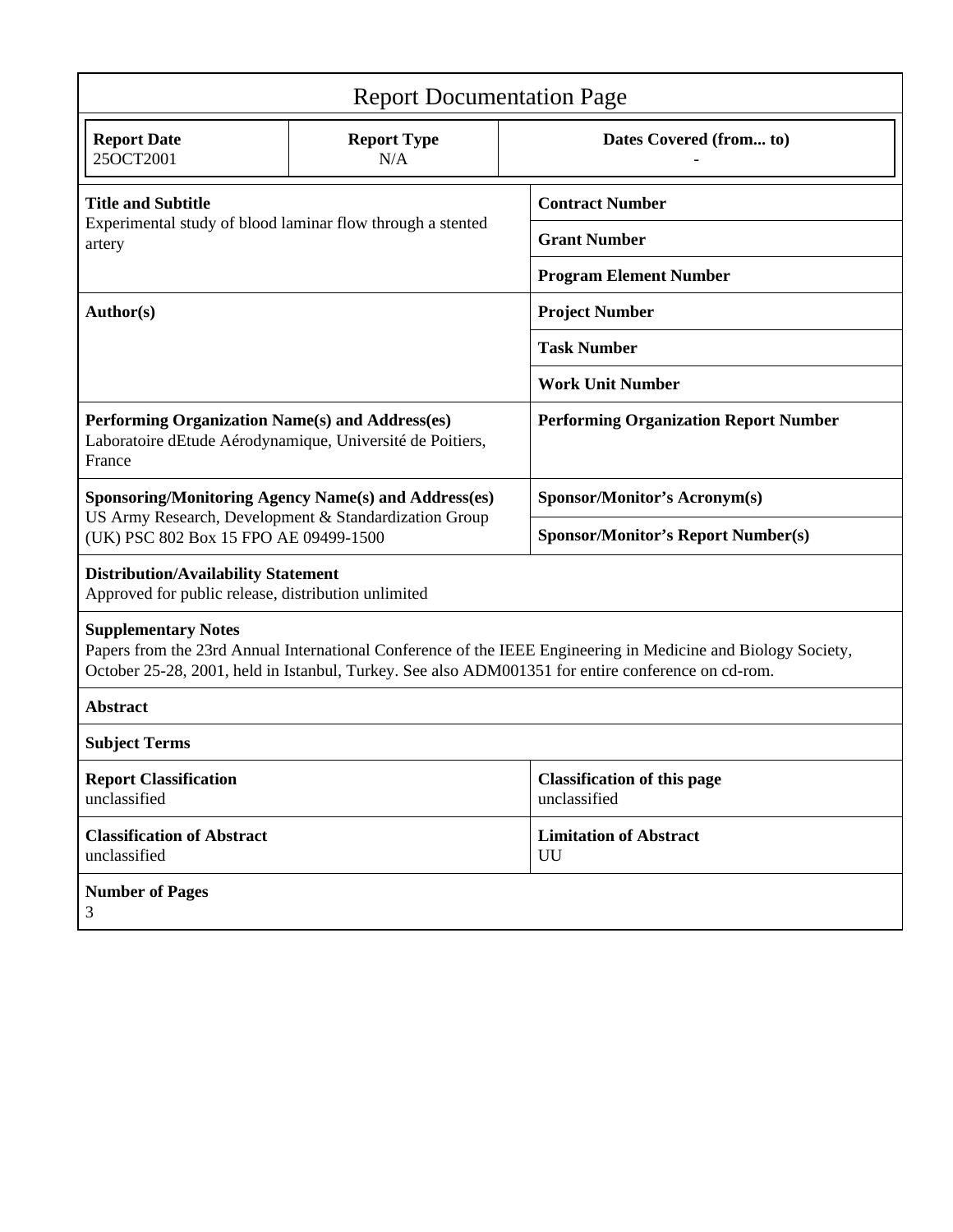# Report Documentation Page

| Report Date | Report Type | Dates Covered (from... to) |
|---|---|---|
| 25OCT2001 | N/A | - |

| | |
|---|---|
| **Title and Subtitle**<br>Experimental study of blood laminar flow through a stented artery | **Contract Number** |
| | **Grant Number** |
| | **Program Element Number** |
| **Author(s)** | **Project Number** |
| | **Task Number** |
| | **Work Unit Number** |
| **Performing Organization Name(s) and Address(es)**<br>Laboratoire dEtude Aérodynamique, Université de Poitiers, France | **Performing Organization Report Number** |
| **Sponsoring/Monitoring Agency Name(s) and Address(es)**<br>US Army Research, Development & Standardization Group (UK) PSC 802 Box 15 FPO AE 09499-1500 | **Sponsor/Monitor's Acronym(s)** |
| | **Sponsor/Monitor's Report Number(s)** |

**Distribution/Availability Statement**
Approved for public release, distribution unlimited

**Supplementary Notes**
Papers from the 23rd Annual International Conference of the IEEE Engineering in Medicine and Biology Society, October 25-28, 2001, held in Istanbul, Turkey. See also ADM001351 for entire conference on cd-rom.

**Abstract**

**Subject Terms**

| | |
|---|---|
| **Report Classification**<br>unclassified | **Classification of this page**<br>unclassified |
| **Classification of Abstract**<br>unclassified | **Limitation of Abstract**<br>UU |

**Number of Pages**
3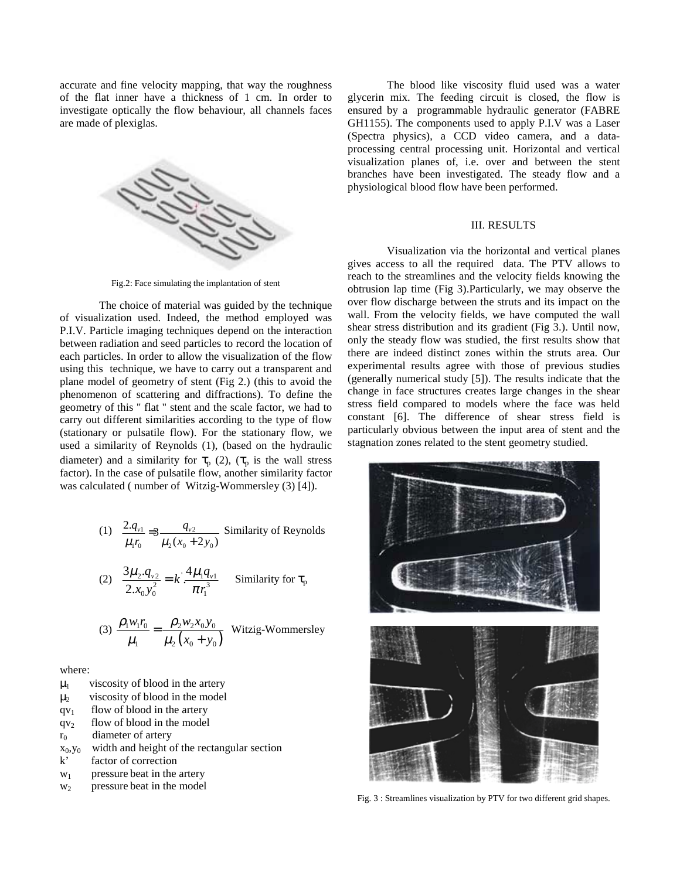accurate and fine velocity mapping, that way the roughness of the flat inner have a thickness of 1 cm. In order to investigate optically the flow behaviour, all channels faces are made of plexiglas.

Fig.2: Face simulating the implantation of stent

The choice of material was guided by the technique of visualization used. Indeed, the method employed was P.I.V. Particle imaging techniques depend on the interaction between radiation and seed particles to record the location of each particles. In order to allow the visualization of the flow using this technique, we have to carry out a transparent and plane model of geometry of stent (Fig 2.) (this to avoid the phenomenon of scattering and diffractions). To define the geometry of this " flat " stent and the scale factor, we had to carry out different similarities according to the type of flow (stationary or pulsatile flow). For the stationary flow, we used a similarity of Reynolds (1), (based on the hydraulic diameter) and a similarity for $\tau_p$ (2), ($\tau_p$ is the wall stress factor). In the case of pulsatile flow, another similarity factor was calculated ( number of Witzig-Wommersley (3) [4]).

(1) $$\frac{2.q_{v1}}{\mu_1 r_0} = 3\frac{q_{v2}}{\mu_2(x_0 + 2y_0)}$$ Similarity of Reynolds

(2) $$\frac{3\mu_2.q_{v2}}{2.x_0 y_0^2} = k'.\frac{4\mu_1 q_{v1}}{\pi r_1^3}$$ Similarity for $\tau_p$

(3) $$\frac{\rho_1 w_1 r_0}{\mu_1} = \frac{\rho_2 w_2 x_0 y_0}{\mu_2\left(x_0 + y_0\right)}$$ Witzig-Wommersley

where:

- $\mu_1$ viscosity of blood in the artery
- $\mu_2$ viscosity of blood in the model
- $qv_1$ flow of blood in the artery
- $qv_2$ flow of blood in the model
- $r_0$ diameter of artery
- $x_0,y_0$ width and height of the rectangular section
- k' factor of correction
- $w_1$ pressure beat in the artery
- $w_2$ pressure beat in the model

The blood like viscosity fluid used was a water glycerin mix. The feeding circuit is closed, the flow is ensured by a programmable hydraulic generator (FABRE GH1155). The components used to apply P.I.V was a Laser (Spectra physics), a CCD video camera, and a data-processing central processing unit. Horizontal and vertical visualization planes of, i.e. over and between the stent branches have been investigated. The steady flow and a physiological blood flow have been performed.

## III. RESULTS

Visualization via the horizontal and vertical planes gives access to all the required data. The PTV allows to reach to the streamlines and the velocity fields knowing the obtrusion lap time (Fig 3).Particularly, we may observe the over flow discharge between the struts and its impact on the wall. From the velocity fields, we have computed the wall shear stress distribution and its gradient (Fig 3.). Until now, only the steady flow was studied, the first results show that there are indeed distinct zones within the struts area. Our experimental results agree with those of previous studies (generally numerical study [5]). The results indicate that the change in face structures creates large changes in the shear stress field compared to models where the face was held constant [6]. The difference of shear stress field is particularly obvious between the input area of stent and the stagnation zones related to the stent geometry studied.

Fig. 3 : Streamlines visualization by PTV for two different grid shapes.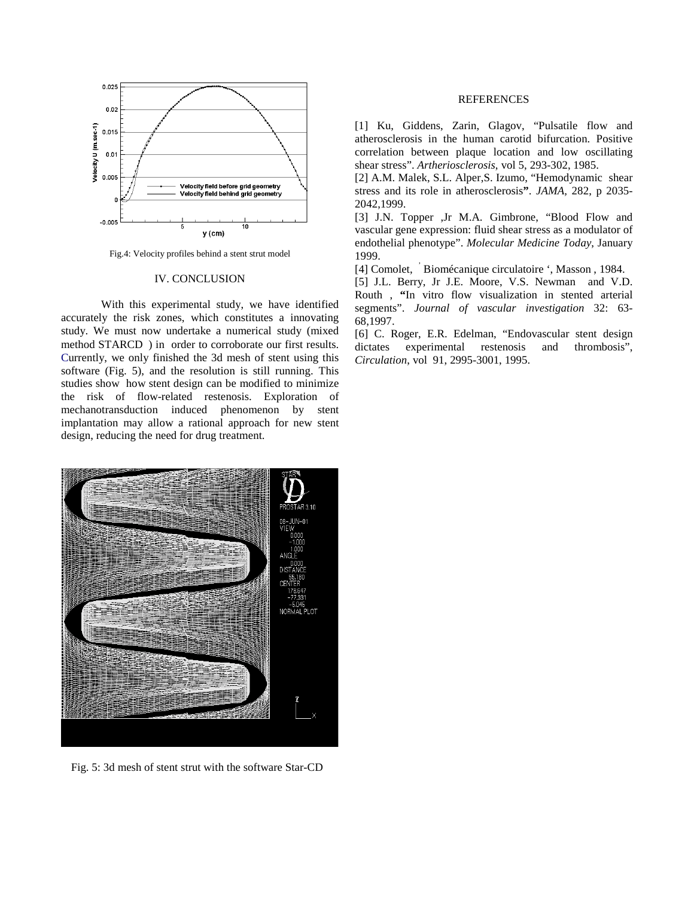0.025
0.02
0.015
0.01
0.005
0
-0.005
Velocity U (m.sec-1)
5
10
y (cm)
Velocity field before grid geometry
Velocity field behind grid geometry

Fig.4: Velocity profiles behind a stent strut model

## IV. CONCLUSION

With this experimental study, we have identified accurately the risk zones, which constitutes a innovating study. We must now undertake a numerical study (mixed method STARCD ) in order to corroborate our first results. Currently, we only finished the 3d mesh of stent using this software (Fig. 5), and the resolution is still running. This studies show how stent design can be modified to minimize the risk of flow-related restenosis. Exploration of mechanotransduction induced phenomenon by stent implantation may allow a rational approach for new stent design, reducing the need for drug treatment.

STAR
PROSTAR 3.10
08-JUN-01
VIEW
0.000
-1.000
1.000
ANGLE
0.000
DISTANCE
55.180
CENTER
178.647
-77.331
-5.046
NORMAL PLOT
Z
X

Fig. 5: 3d mesh of stent strut with the software Star-CD

## REFERENCES

[1] Ku, Giddens, Zarin, Glagov, "Pulsatile flow and atherosclerosis in the human carotid bifurcation. Positive correlation between plaque location and low oscillating shear stress". *Artheriosclerosis*, vol 5, 293-302, 1985.

[2] A.M. Malek, S.L. Alper,S. Izumo, "Hemodynamic shear stress and its role in atherosclerosis". *JAMA*, 282, p 2035-2042,1999.

[3] J.N. Topper ,Jr M.A. Gimbrone, "Blood Flow and vascular gene expression: fluid shear stress as a modulator of endothelial phenotype". *Molecular Medicine Today*, January 1999.

[4] Comolet, ' Biomécanique circulatoire ', Masson , 1984.

[5] J.L. Berry, Jr J.E. Moore, V.S. Newman and V.D. Routh , "In vitro flow visualization in stented arterial segments". *Journal of vascular investigation* 32: 63-68,1997.

[6] C. Roger, E.R. Edelman, "Endovascular stent design dictates experimental restenosis and thrombosis", *Circulation*, vol 91, 2995-3001, 1995.